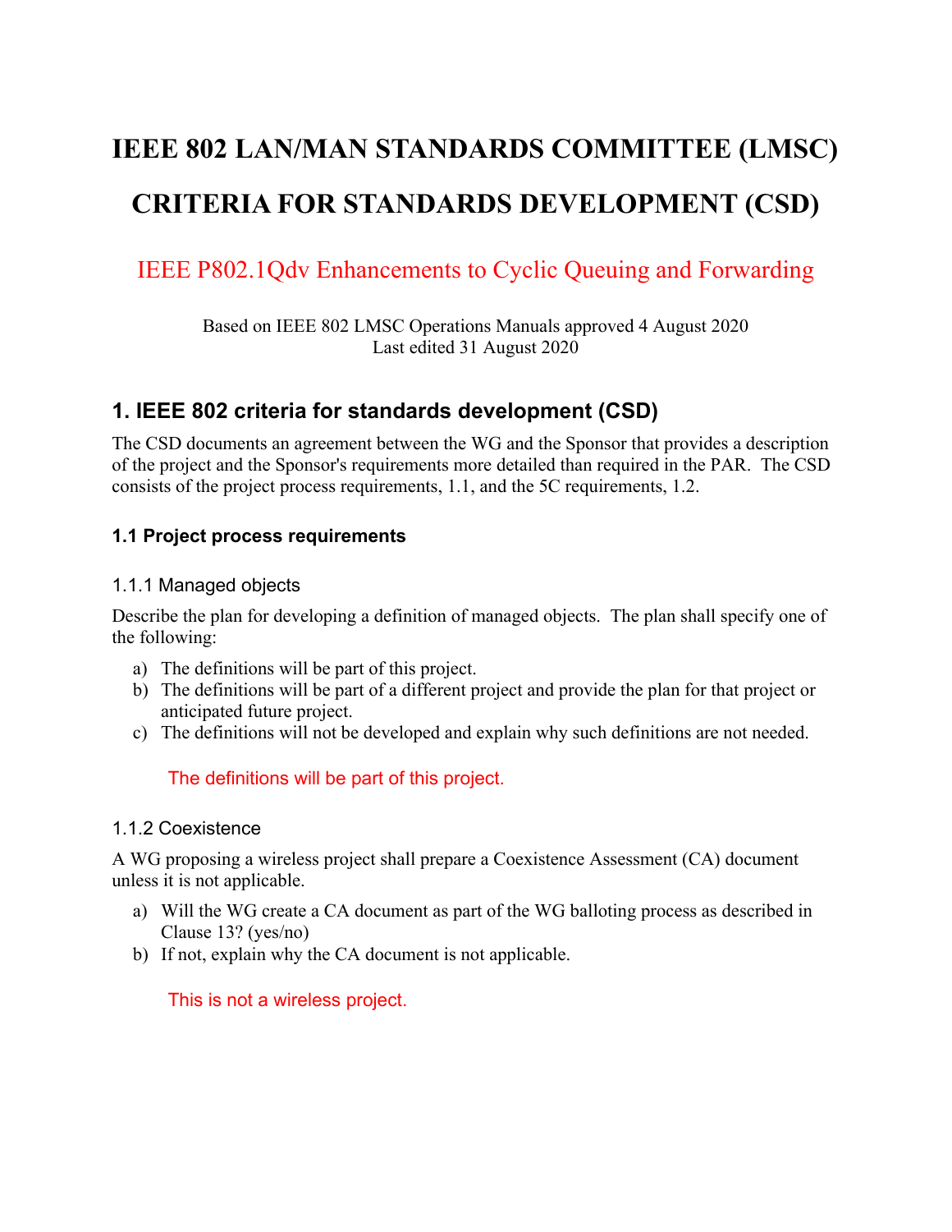# IEEE 802 LAN/MAN STANDARDS COMMITTEE (LMSC)

# CRITERIA FOR STANDARDS DEVELOPMENT (CSD)

IEEE P802.1Qdv Enhancements to Cyclic Queuing and Forwarding

Based on IEEE 802 LMSC Operations Manuals approved 4 August 2020
Last edited 31 August 2020

## 1. IEEE 802 criteria for standards development (CSD)

The CSD documents an agreement between the WG and the Sponsor that provides a description of the project and the Sponsor's requirements more detailed than required in the PAR. The CSD consists of the project process requirements, 1.1, and the 5C requirements, 1.2.

### 1.1 Project process requirements

#### 1.1.1 Managed objects

Describe the plan for developing a definition of managed objects. The plan shall specify one of the following:

a) The definitions will be part of this project.
b) The definitions will be part of a different project and provide the plan for that project or anticipated future project.
c) The definitions will not be developed and explain why such definitions are not needed.

The definitions will be part of this project.

#### 1.1.2 Coexistence

A WG proposing a wireless project shall prepare a Coexistence Assessment (CA) document unless it is not applicable.

a) Will the WG create a CA document as part of the WG balloting process as described in Clause 13? (yes/no)
b) If not, explain why the CA document is not applicable.

This is not a wireless project.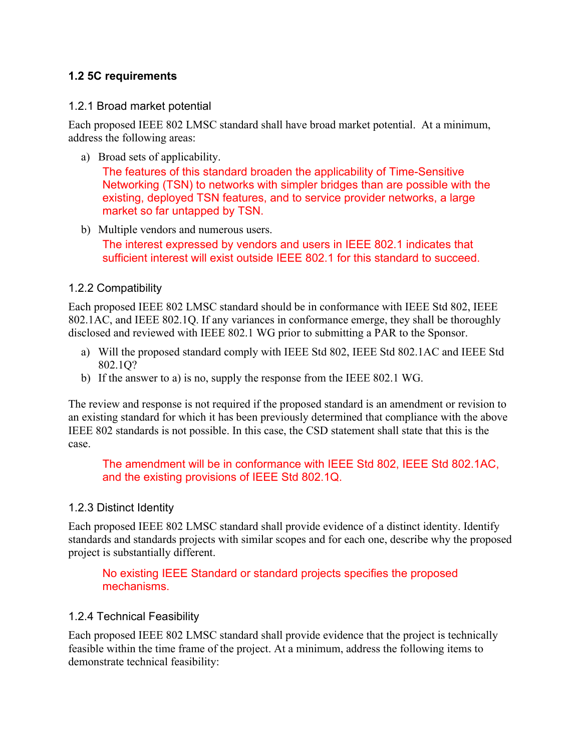### 1.2 5C requirements

#### 1.2.1 Broad market potential

Each proposed IEEE 802 LMSC standard shall have broad market potential. At a minimum, address the following areas:

a) Broad sets of applicability.

   The features of this standard broaden the applicability of Time-Sensitive Networking (TSN) to networks with simpler bridges than are possible with the existing, deployed TSN features, and to service provider networks, a large market so far untapped by TSN.

b) Multiple vendors and numerous users.

   The interest expressed by vendors and users in IEEE 802.1 indicates that sufficient interest will exist outside IEEE 802.1 for this standard to succeed.

#### 1.2.2 Compatibility

Each proposed IEEE 802 LMSC standard should be in conformance with IEEE Std 802, IEEE 802.1AC, and IEEE 802.1Q. If any variances in conformance emerge, they shall be thoroughly disclosed and reviewed with IEEE 802.1 WG prior to submitting a PAR to the Sponsor.

a) Will the proposed standard comply with IEEE Std 802, IEEE Std 802.1AC and IEEE Std 802.1Q?
b) If the answer to a) is no, supply the response from the IEEE 802.1 WG.

The review and response is not required if the proposed standard is an amendment or revision to an existing standard for which it has been previously determined that compliance with the above IEEE 802 standards is not possible. In this case, the CSD statement shall state that this is the case.

The amendment will be in conformance with IEEE Std 802, IEEE Std 802.1AC, and the existing provisions of IEEE Std 802.1Q.

#### 1.2.3 Distinct Identity

Each proposed IEEE 802 LMSC standard shall provide evidence of a distinct identity. Identify standards and standards projects with similar scopes and for each one, describe why the proposed project is substantially different.

No existing IEEE Standard or standard projects specifies the proposed mechanisms.

#### 1.2.4 Technical Feasibility

Each proposed IEEE 802 LMSC standard shall provide evidence that the project is technically feasible within the time frame of the project. At a minimum, address the following items to demonstrate technical feasibility: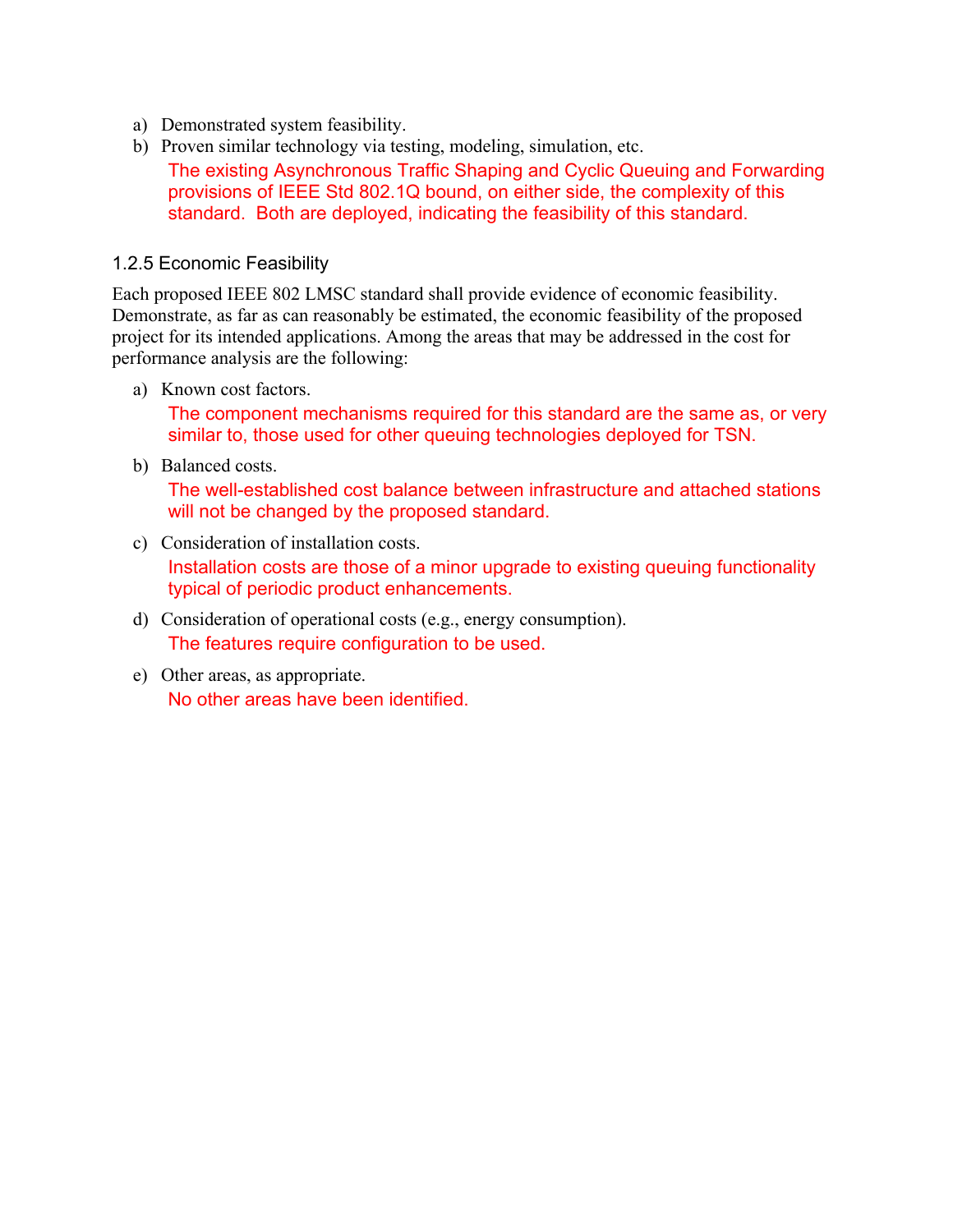a) Demonstrated system feasibility.
b) Proven similar technology via testing, modeling, simulation, etc.

   The existing Asynchronous Traffic Shaping and Cyclic Queuing and Forwarding provisions of IEEE Std 802.1Q bound, on either side, the complexity of this standard. Both are deployed, indicating the feasibility of this standard.

### 1.2.5 Economic Feasibility

Each proposed IEEE 802 LMSC standard shall provide evidence of economic feasibility. Demonstrate, as far as can reasonably be estimated, the economic feasibility of the proposed project for its intended applications. Among the areas that may be addressed in the cost for performance analysis are the following:

a) Known cost factors.

   The component mechanisms required for this standard are the same as, or very similar to, those used for other queuing technologies deployed for TSN.

b) Balanced costs.

   The well-established cost balance between infrastructure and attached stations will not be changed by the proposed standard.

c) Consideration of installation costs.

   Installation costs are those of a minor upgrade to existing queuing functionality typical of periodic product enhancements.

d) Consideration of operational costs (e.g., energy consumption).

   The features require configuration to be used.

e) Other areas, as appropriate.

   No other areas have been identified.